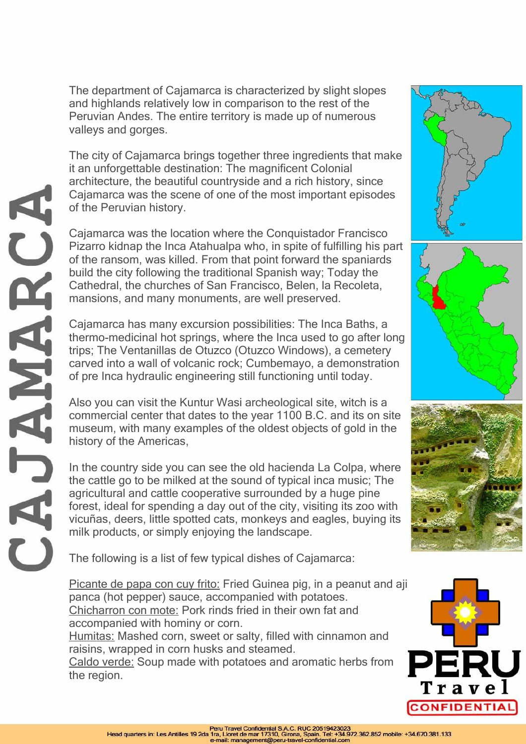# CAJAMARCA

The department of Cajamarca is characterized by slight slopes and highlands relatively low in comparison to the rest of the Peruvian Andes. The entire territory is made up of numerous valleys and gorges.

The city of Cajamarca brings together three ingredients that make it an unforgettable destination: The magnificent Colonial architecture, the beautiful countryside and a rich history, since Cajamarca was the scene of one of the most important episodes of the Peruvian history.

Cajamarca was the location where the Conquistador Francisco Pizarro kidnap the Inca Atahualpa who, in spite of fulfilling his part of the ransom, was killed. From that point forward the spaniards build the city following the traditional Spanish way; Today the Cathedral, the churches of San Francisco, Belen, la Recoleta, mansions, and many monuments, are well preserved.

Cajamarca has many excursion possibilities: The Inca Baths, a thermo-medicinal hot springs, where the Inca used to go after long trips; The Ventanillas de Otuzco (Otuzco Windows), a cemetery carved into a wall of volcanic rock; Cumbemayo, a demonstration of pre Inca hydraulic engineering still functioning until today.

Also you can visit the Kuntur Wasi archeological site, witch is a commercial center that dates to the year 1100 B.C. and its on site museum, with many examples of the oldest objects of gold in the history of the Americas,

In the country side you can see the old hacienda La Colpa, where the cattle go to be milked at the sound of typical inca music; The agricultural and cattle cooperative surrounded by a huge pine forest, ideal for spending a day out of the city, visiting its zoo with vicuñas, deers, little spotted cats, monkeys and eagles, buying its milk products, or simply enjoying the landscape.

The following is a list of few typical dishes of Cajamarca:

Picante de papa con cuy frito: Fried Guinea pig, in a peanut and aji panca (hot pepper) sauce, accompanied with potatoes.
Chicharron con mote: Pork rinds fried in their own fat and accompanied with hominy or corn.
Humitas: Mashed corn, sweet or salty, filled with cinnamon and raisins, wrapped in corn husks and steamed.
Caldo verde: Soup made with potatoes and aromatic herbs from the region.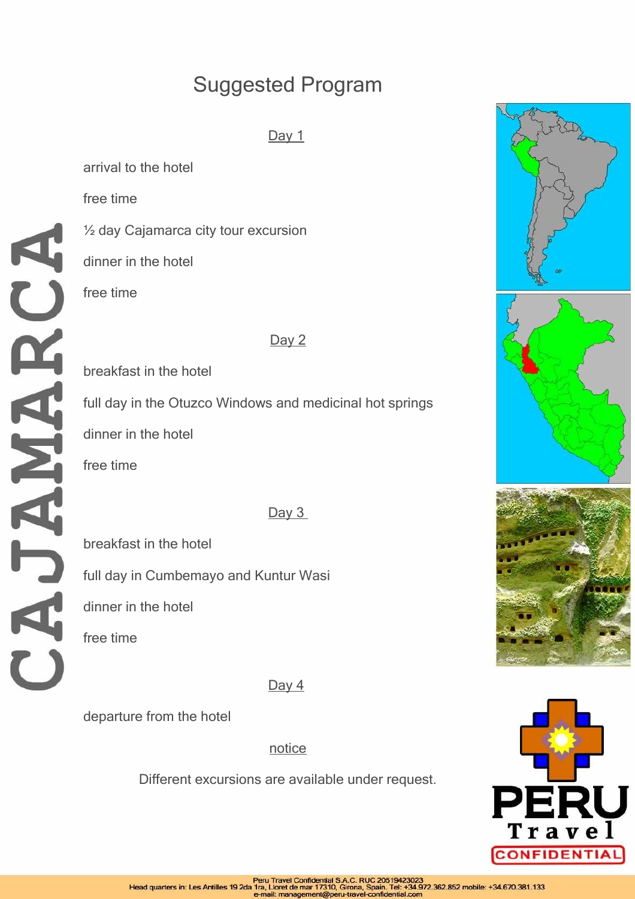# Suggested Program

CAJAMARCA

## Day 1

arrival to the hotel

free time

½ day Cajamarca city tour excursion

dinner in the hotel

free time

## Day 2

breakfast in the hotel

full day in the Otuzco Windows and medicinal hot springs

dinner in the hotel

free time

## Day 3

breakfast in the hotel

full day in Cumbemayo and Kuntur Wasi

dinner in the hotel

free time

## Day 4

departure from the hotel

## notice

Different excursions are available under request.

PERU Travel CONFIDENTIAL

Peru Travel Confidential S.A.C. RUC 20519423023
Head quarters in: Les Antilles 19 2da 1ra, Lloret de mar 17310, Girona, Spain. Tel: +34.972.362.852 mobile: +34.670.381.133
e-mail: management@peru-travel-confidential.com